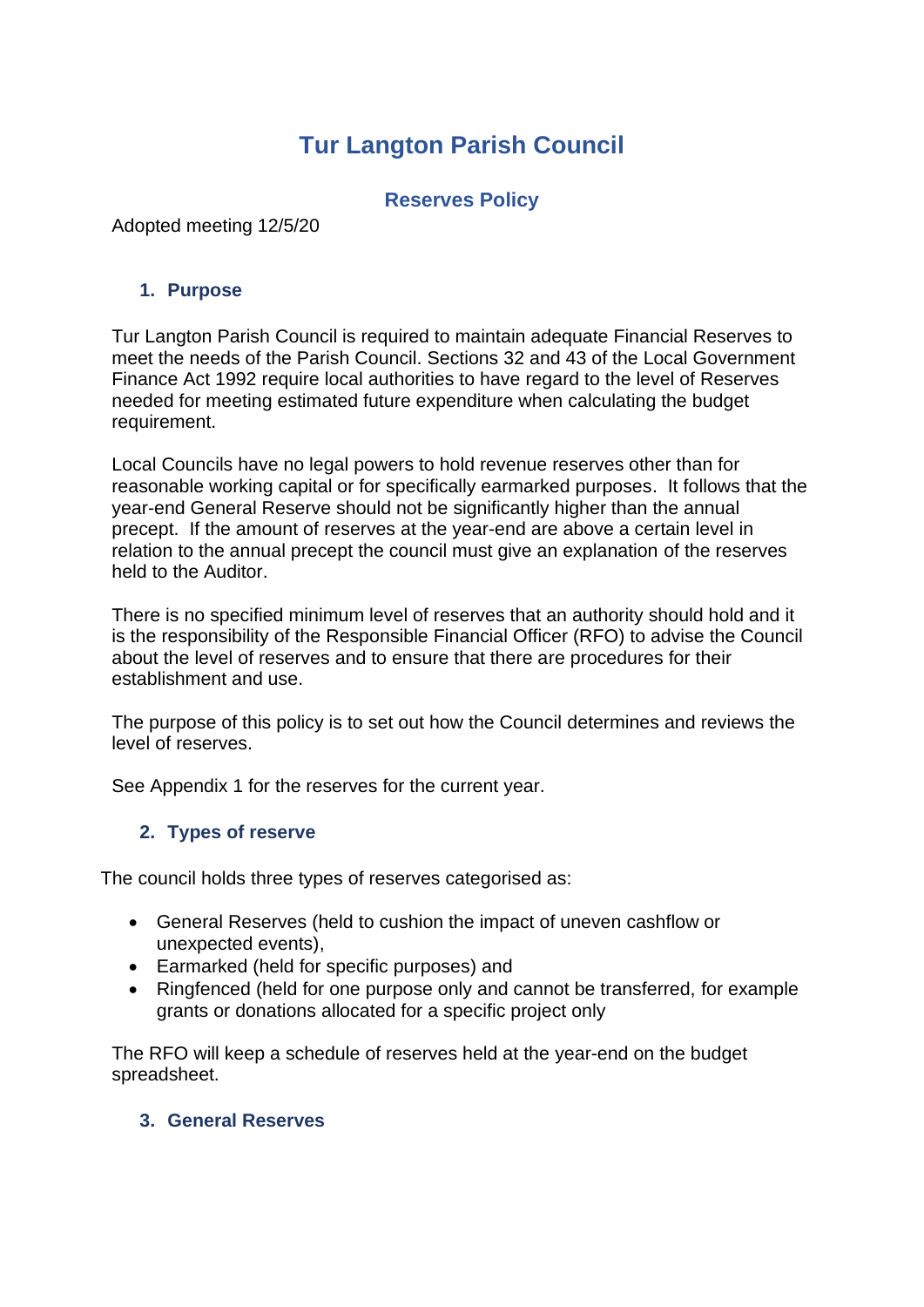# Tur Langton Parish Council

## Reserves Policy

Adopted meeting 12/5/20

### 1. Purpose

Tur Langton Parish Council is required to maintain adequate Financial Reserves to meet the needs of the Parish Council. Sections 32 and 43 of the Local Government Finance Act 1992 require local authorities to have regard to the level of Reserves needed for meeting estimated future expenditure when calculating the budget requirement.

Local Councils have no legal powers to hold revenue reserves other than for reasonable working capital or for specifically earmarked purposes. It follows that the year-end General Reserve should not be significantly higher than the annual precept. If the amount of reserves at the year-end are above a certain level in relation to the annual precept the council must give an explanation of the reserves held to the Auditor.

There is no specified minimum level of reserves that an authority should hold and it is the responsibility of the Responsible Financial Officer (RFO) to advise the Council about the level of reserves and to ensure that there are procedures for their establishment and use.

The purpose of this policy is to set out how the Council determines and reviews the level of reserves.

See Appendix 1 for the reserves for the current year.

### 2. Types of reserve

The council holds three types of reserves categorised as:

- General Reserves (held to cushion the impact of uneven cashflow or unexpected events),
- Earmarked (held for specific purposes) and
- Ringfenced (held for one purpose only and cannot be transferred, for example grants or donations allocated for a specific project only

The RFO will keep a schedule of reserves held at the year-end on the budget spreadsheet.

### 3. General Reserves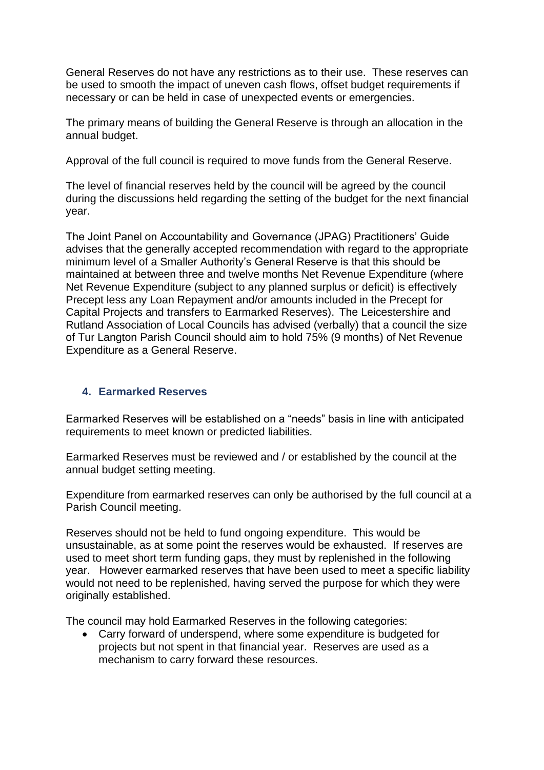General Reserves do not have any restrictions as to their use. These reserves can be used to smooth the impact of uneven cash flows, offset budget requirements if necessary or can be held in case of unexpected events or emergencies.

The primary means of building the General Reserve is through an allocation in the annual budget.

Approval of the full council is required to move funds from the General Reserve.

The level of financial reserves held by the council will be agreed by the council during the discussions held regarding the setting of the budget for the next financial year.

The Joint Panel on Accountability and Governance (JPAG) Practitioners' Guide advises that the generally accepted recommendation with regard to the appropriate minimum level of a Smaller Authority's General Reserve is that this should be maintained at between three and twelve months Net Revenue Expenditure (where Net Revenue Expenditure (subject to any planned surplus or deficit) is effectively Precept less any Loan Repayment and/or amounts included in the Precept for Capital Projects and transfers to Earmarked Reserves). The Leicestershire and Rutland Association of Local Councils has advised (verbally) that a council the size of Tur Langton Parish Council should aim to hold 75% (9 months) of Net Revenue Expenditure as a General Reserve.

## 4. Earmarked Reserves

Earmarked Reserves will be established on a "needs" basis in line with anticipated requirements to meet known or predicted liabilities.

Earmarked Reserves must be reviewed and / or established by the council at the annual budget setting meeting.

Expenditure from earmarked reserves can only be authorised by the full council at a Parish Council meeting.

Reserves should not be held to fund ongoing expenditure. This would be unsustainable, as at some point the reserves would be exhausted. If reserves are used to meet short term funding gaps, they must by replenished in the following year. However earmarked reserves that have been used to meet a specific liability would not need to be replenished, having served the purpose for which they were originally established.

The council may hold Earmarked Reserves in the following categories:

- Carry forward of underspend, where some expenditure is budgeted for projects but not spent in that financial year. Reserves are used as a mechanism to carry forward these resources.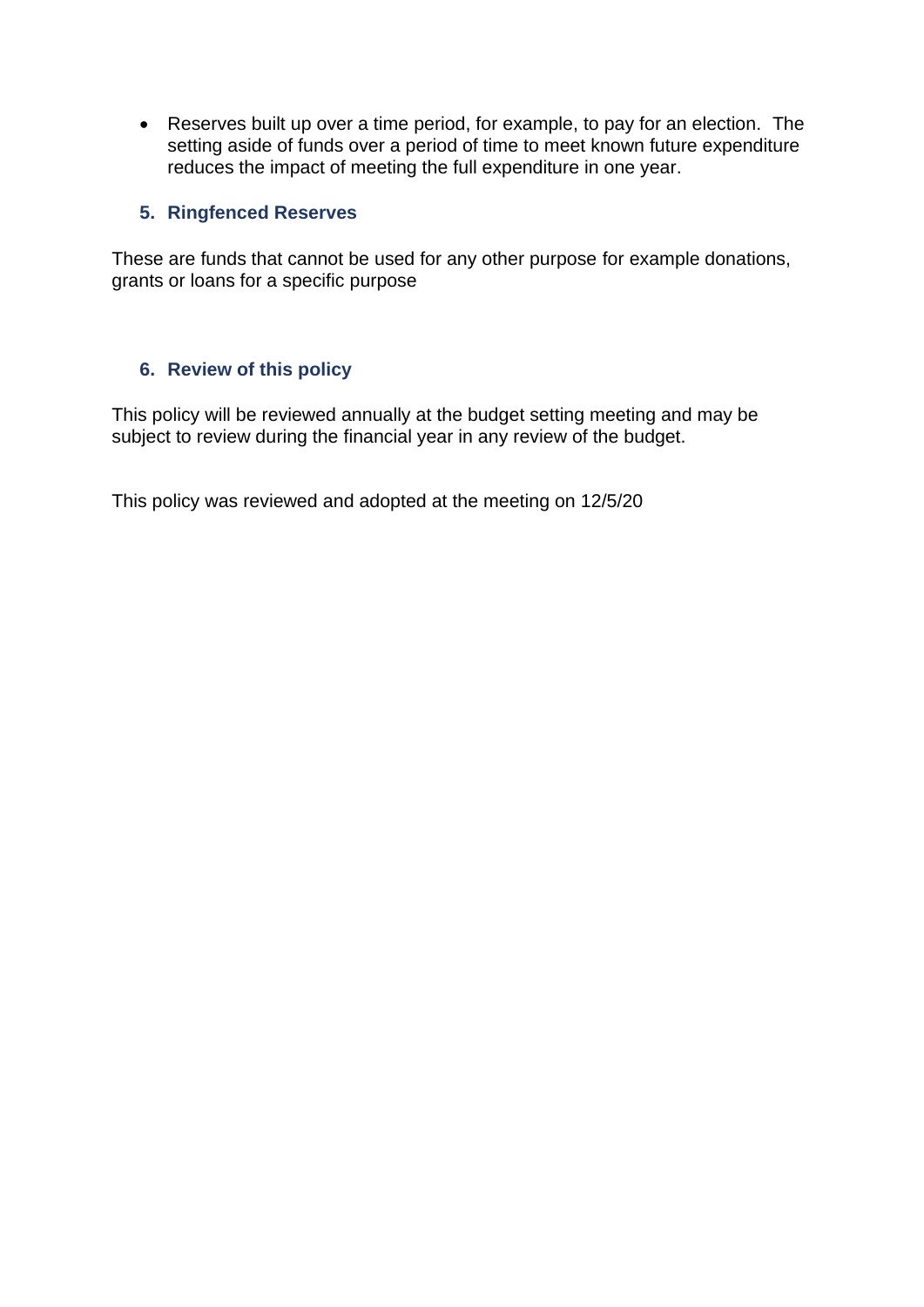- Reserves built up over a time period, for example, to pay for an election. The setting aside of funds over a period of time to meet known future expenditure reduces the impact of meeting the full expenditure in one year.

## 5. Ringfenced Reserves

These are funds that cannot be used for any other purpose for example donations, grants or loans for a specific purpose

## 6. Review of this policy

This policy will be reviewed annually at the budget setting meeting and may be subject to review during the financial year in any review of the budget.

This policy was reviewed and adopted at the meeting on 12/5/20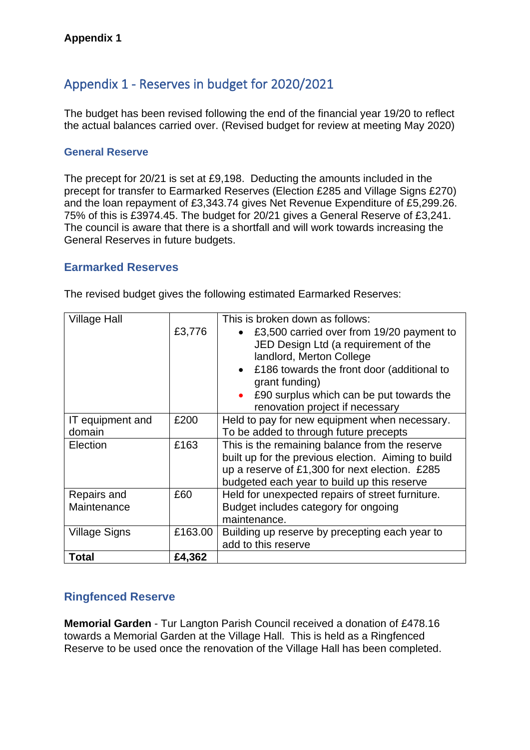**Appendix 1**

# Appendix 1 - Reserves in budget for 2020/2021

The budget has been revised following the end of the financial year 19/20 to reflect the actual balances carried over. (Revised budget for review at meeting May 2020)

## General Reserve

The precept for 20/21 is set at £9,198. Deducting the amounts included in the precept for transfer to Earmarked Reserves (Election £285 and Village Signs £270) and the loan repayment of £3,343.74 gives Net Revenue Expenditure of £5,299.26. 75% of this is £3974.45. The budget for 20/21 gives a General Reserve of £3,241. The council is aware that there is a shortfall and will work towards increasing the General Reserves in future budgets.

## Earmarked Reserves

The revised budget gives the following estimated Earmarked Reserves:

| Village Hall | £3,776 | This is broken down as follows:<br>• £3,500 carried over from 19/20 payment to JED Design Ltd (a requirement of the landlord, Merton College<br>• £186 towards the front door (additional to grant funding)<br>• £90 surplus which can be put towards the renovation project if necessary |
|---|---|---|
| IT equipment and domain | £200 | Held to pay for new equipment when necessary. To be added to through future precepts |
| Election | £163 | This is the remaining balance from the reserve built up for the previous election. Aiming to build up a reserve of £1,300 for next election. £285 budgeted each year to build up this reserve |
| Repairs and Maintenance | £60 | Held for unexpected repairs of street furniture. Budget includes category for ongoing maintenance. |
| Village Signs | £163.00 | Building up reserve by precepting each year to add to this reserve |
| **Total** | **£4,362** | |

## Ringfenced Reserve

**Memorial Garden** - Tur Langton Parish Council received a donation of £478.16 towards a Memorial Garden at the Village Hall. This is held as a Ringfenced Reserve to be used once the renovation of the Village Hall has been completed.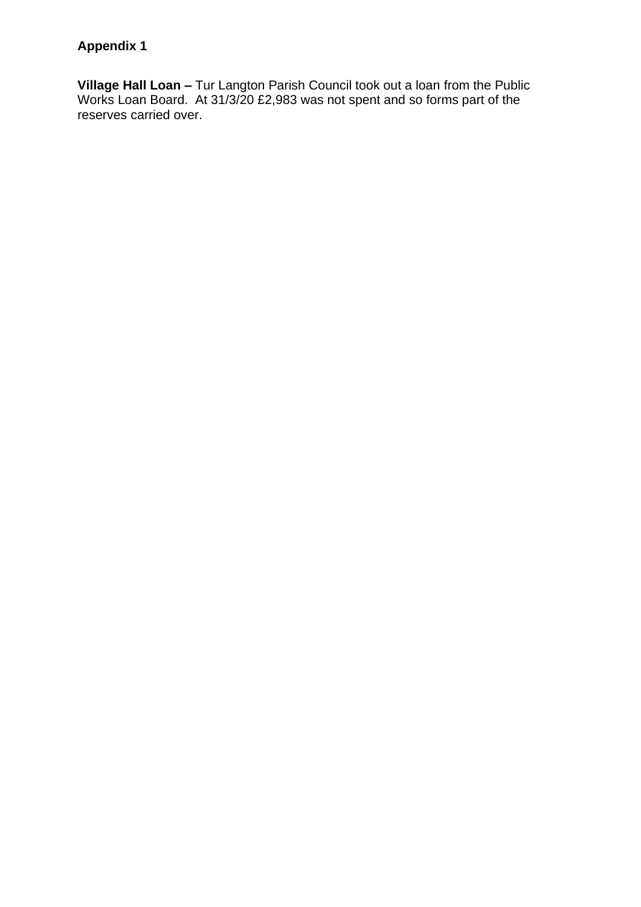**Appendix 1**

**Village Hall Loan –** Tur Langton Parish Council took out a loan from the Public Works Loan Board. At 31/3/20 £2,983 was not spent and so forms part of the reserves carried over.